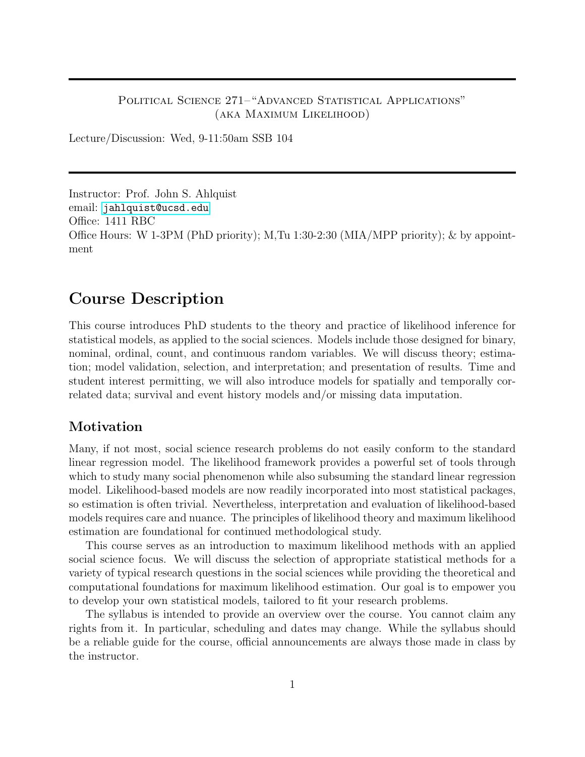Political Science 271–"Advanced Statistical Applications"
(aka Maximum Likelihood)

Lecture/Discussion: Wed, 9-11:50am SSB 104

---

Instructor: Prof. John S. Ahlquist
email: jahlquist@ucsd.edu
Office: 1411 RBC
Office Hours: W 1-3PM (PhD priority); M,Tu 1:30-2:30 (MIA/MPP priority); & by appointment

# Course Description

This course introduces PhD students to the theory and practice of likelihood inference for statistical models, as applied to the social sciences. Models include those designed for binary, nominal, ordinal, count, and continuous random variables. We will discuss theory; estimation; model validation, selection, and interpretation; and presentation of results. Time and student interest permitting, we will also introduce models for spatially and temporally correlated data; survival and event history models and/or missing data imputation.

## Motivation

Many, if not most, social science research problems do not easily conform to the standard linear regression model. The likelihood framework provides a powerful set of tools through which to study many social phenomenon while also subsuming the standard linear regression model. Likelihood-based models are now readily incorporated into most statistical packages, so estimation is often trivial. Nevertheless, interpretation and evaluation of likelihood-based models requires care and nuance. The principles of likelihood theory and maximum likelihood estimation are foundational for continued methodological study.

This course serves as an introduction to maximum likelihood methods with an applied social science focus. We will discuss the selection of appropriate statistical methods for a variety of typical research questions in the social sciences while providing the theoretical and computational foundations for maximum likelihood estimation. Our goal is to empower you to develop your own statistical models, tailored to fit your research problems.

The syllabus is intended to provide an overview over the course. You cannot claim any rights from it. In particular, scheduling and dates may change. While the syllabus should be a reliable guide for the course, official announcements are always those made in class by the instructor.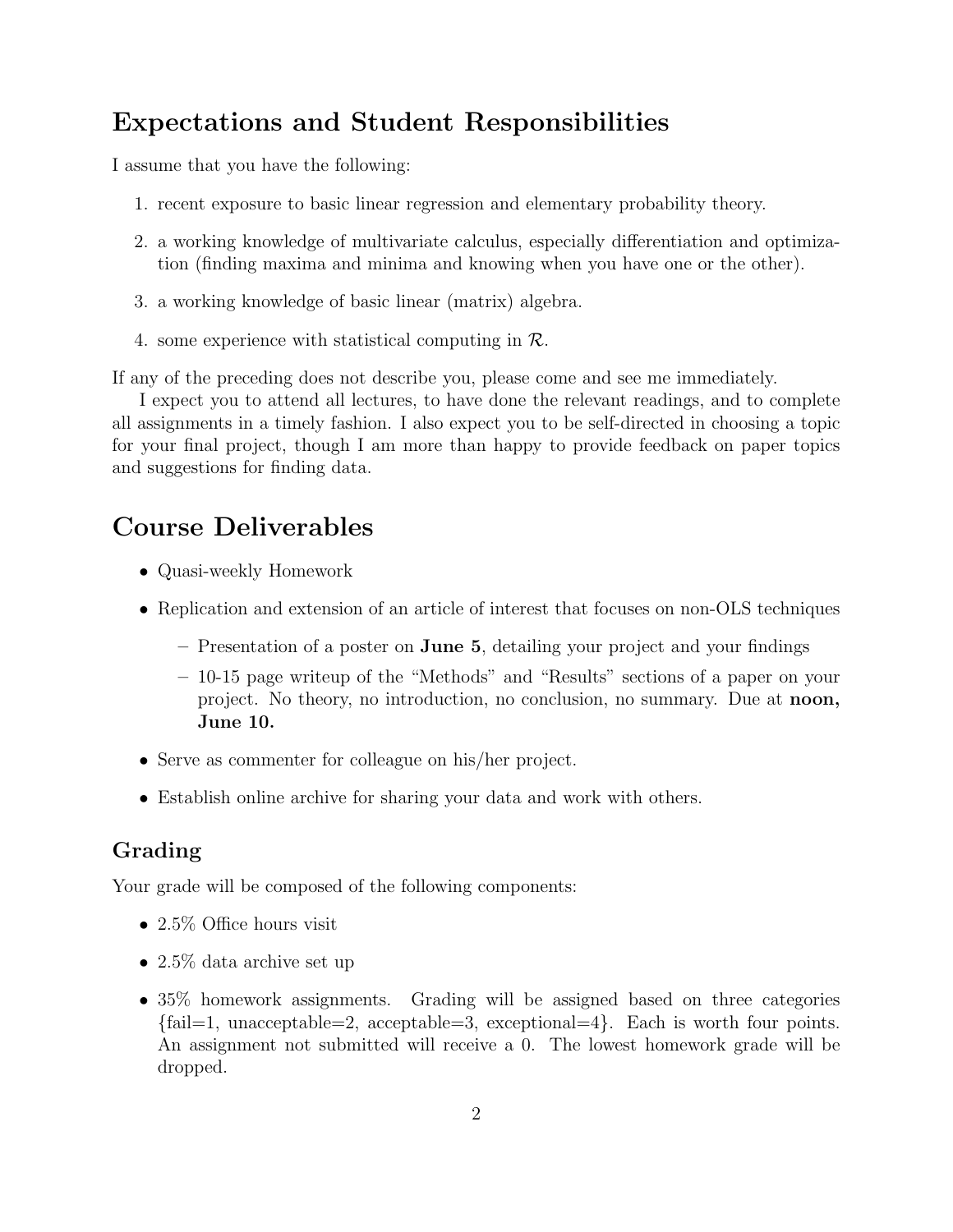# Expectations and Student Responsibilities

I assume that you have the following:

1. recent exposure to basic linear regression and elementary probability theory.
2. a working knowledge of multivariate calculus, especially differentiation and optimization (finding maxima and minima and knowing when you have one or the other).
3. a working knowledge of basic linear (matrix) algebra.
4. some experience with statistical computing in $\mathcal{R}$.

If any of the preceding does not describe you, please come and see me immediately.

I expect you to attend all lectures, to have done the relevant readings, and to complete all assignments in a timely fashion. I also expect you to be self-directed in choosing a topic for your final project, though I am more than happy to provide feedback on paper topics and suggestions for finding data.

# Course Deliverables

- Quasi-weekly Homework
- Replication and extension of an article of interest that focuses on non-OLS techniques
  - Presentation of a poster on **June 5**, detailing your project and your findings
  - 10-15 page writeup of the "Methods" and "Results" sections of a paper on your project. No theory, no introduction, no conclusion, no summary. Due at **noon, June 10.**
- Serve as commenter for colleague on his/her project.
- Establish online archive for sharing your data and work with others.

## Grading

Your grade will be composed of the following components:

- 2.5% Office hours visit
- 2.5% data archive set up
- 35% homework assignments. Grading will be assigned based on three categories {fail=1, unacceptable=2, acceptable=3, exceptional=4}. Each is worth four points. An assignment not submitted will receive a 0. The lowest homework grade will be dropped.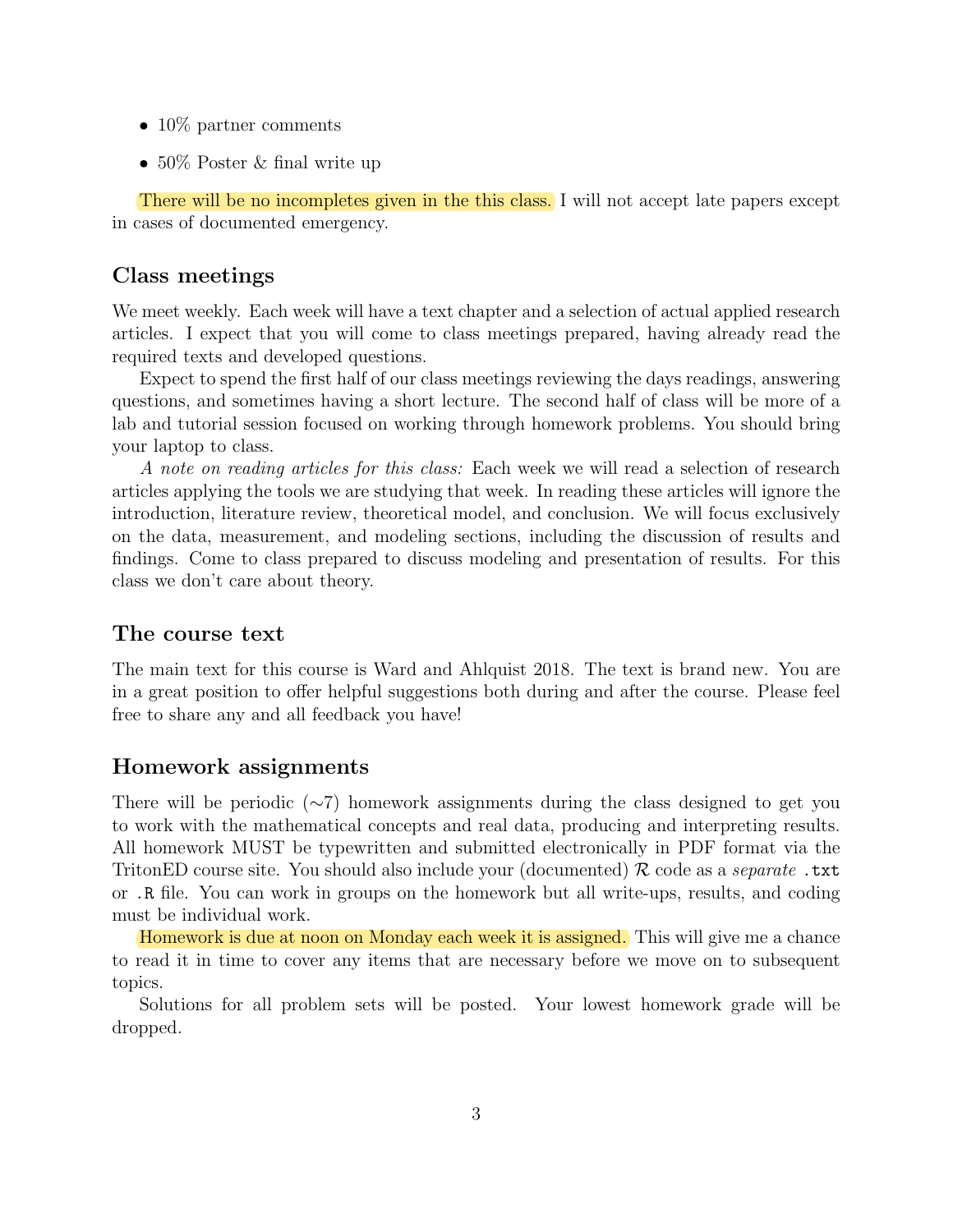- 10% partner comments
- 50% Poster & final write up

There will be no incompletes given in the this class. I will not accept late papers except in cases of documented emergency.

## Class meetings

We meet weekly. Each week will have a text chapter and a selection of actual applied research articles. I expect that you will come to class meetings prepared, having already read the required texts and developed questions.

Expect to spend the first half of our class meetings reviewing the days readings, answering questions, and sometimes having a short lecture. The second half of class will be more of a lab and tutorial session focused on working through homework problems. You should bring your laptop to class.

*A note on reading articles for this class:* Each week we will read a selection of research articles applying the tools we are studying that week. In reading these articles will ignore the introduction, literature review, theoretical model, and conclusion. We will focus exclusively on the data, measurement, and modeling sections, including the discussion of results and findings. Come to class prepared to discuss modeling and presentation of results. For this class we don't care about theory.

## The course text

The main text for this course is Ward and Ahlquist 2018. The text is brand new. You are in a great position to offer helpful suggestions both during and after the course. Please feel free to share any and all feedback you have!

## Homework assignments

There will be periodic (∼7) homework assignments during the class designed to get you to work with the mathematical concepts and real data, producing and interpreting results. All homework MUST be typewritten and submitted electronically in PDF format via the TritonED course site. You should also include your (documented) $\mathcal{R}$ code as a *separate* `.txt` or `.R` file. You can work in groups on the homework but all write-ups, results, and coding must be individual work.

Homework is due at noon on Monday each week it is assigned. This will give me a chance to read it in time to cover any items that are necessary before we move on to subsequent topics.

Solutions for all problem sets will be posted. Your lowest homework grade will be dropped.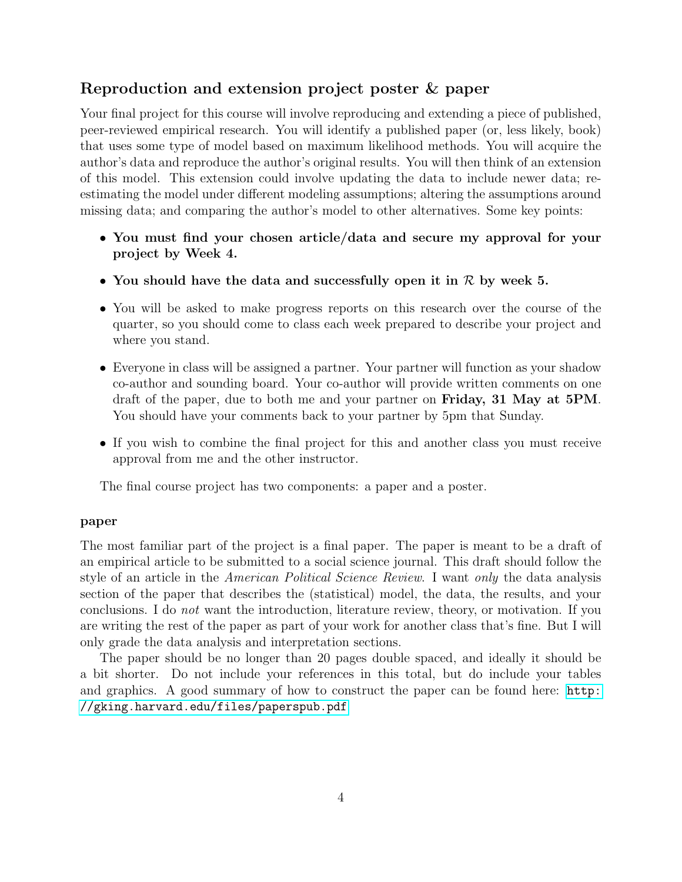## Reproduction and extension project poster & paper

Your final project for this course will involve reproducing and extending a piece of published, peer-reviewed empirical research. You will identify a published paper (or, less likely, book) that uses some type of model based on maximum likelihood methods. You will acquire the author's data and reproduce the author's original results. You will then think of an extension of this model. This extension could involve updating the data to include newer data; re-estimating the model under different modeling assumptions; altering the assumptions around missing data; and comparing the author's model to other alternatives. Some key points:

- **You must find your chosen article/data and secure my approval for your project by Week 4.**
- **You should have the data and successfully open it in $\mathcal{R}$ by week 5.**
- You will be asked to make progress reports on this research over the course of the quarter, so you should come to class each week prepared to describe your project and where you stand.
- Everyone in class will be assigned a partner. Your partner will function as your shadow co-author and sounding board. Your co-author will provide written comments on one draft of the paper, due to both me and your partner on **Friday, 31 May at 5PM**. You should have your comments back to your partner by 5pm that Sunday.
- If you wish to combine the final project for this and another class you must receive approval from me and the other instructor.

The final course project has two components: a paper and a poster.

#### paper

The most familiar part of the project is a final paper. The paper is meant to be a draft of an empirical article to be submitted to a social science journal. This draft should follow the style of an article in the *American Political Science Review*. I want *only* the data analysis section of the paper that describes the (statistical) model, the data, the results, and your conclusions. I do *not* want the introduction, literature review, theory, or motivation. If you are writing the rest of the paper as part of your work for another class that's fine. But I will only grade the data analysis and interpretation sections.

The paper should be no longer than 20 pages double spaced, and ideally it should be a bit shorter. Do not include your references in this total, but do include your tables and graphics. A good summary of how to construct the paper can be found here: http://gking.harvard.edu/files/paperspub.pdf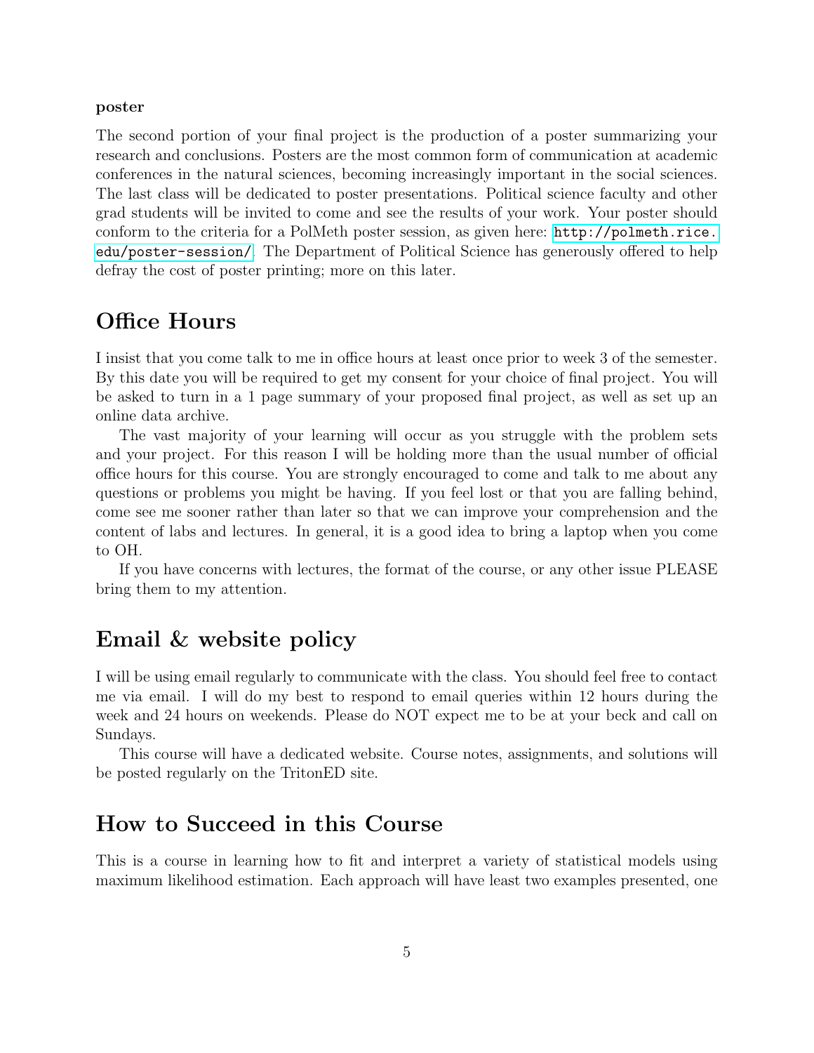**poster**

The second portion of your final project is the production of a poster summarizing your research and conclusions. Posters are the most common form of communication at academic conferences in the natural sciences, becoming increasingly important in the social sciences. The last class will be dedicated to poster presentations. Political science faculty and other grad students will be invited to come and see the results of your work. Your poster should conform to the criteria for a PolMeth poster session, as given here: http://polmeth.rice.edu/poster-session/. The Department of Political Science has generously offered to help defray the cost of poster printing; more on this later.

## Office Hours

I insist that you come talk to me in office hours at least once prior to week 3 of the semester. By this date you will be required to get my consent for your choice of final project. You will be asked to turn in a 1 page summary of your proposed final project, as well as set up an online data archive.

The vast majority of your learning will occur as you struggle with the problem sets and your project. For this reason I will be holding more than the usual number of official office hours for this course. You are strongly encouraged to come and talk to me about any questions or problems you might be having. If you feel lost or that you are falling behind, come see me sooner rather than later so that we can improve your comprehension and the content of labs and lectures. In general, it is a good idea to bring a laptop when you come to OH.

If you have concerns with lectures, the format of the course, or any other issue PLEASE bring them to my attention.

## Email & website policy

I will be using email regularly to communicate with the class. You should feel free to contact me via email. I will do my best to respond to email queries within 12 hours during the week and 24 hours on weekends. Please do NOT expect me to be at your beck and call on Sundays.

This course will have a dedicated website. Course notes, assignments, and solutions will be posted regularly on the TritonED site.

## How to Succeed in this Course

This is a course in learning how to fit and interpret a variety of statistical models using maximum likelihood estimation. Each approach will have least two examples presented, one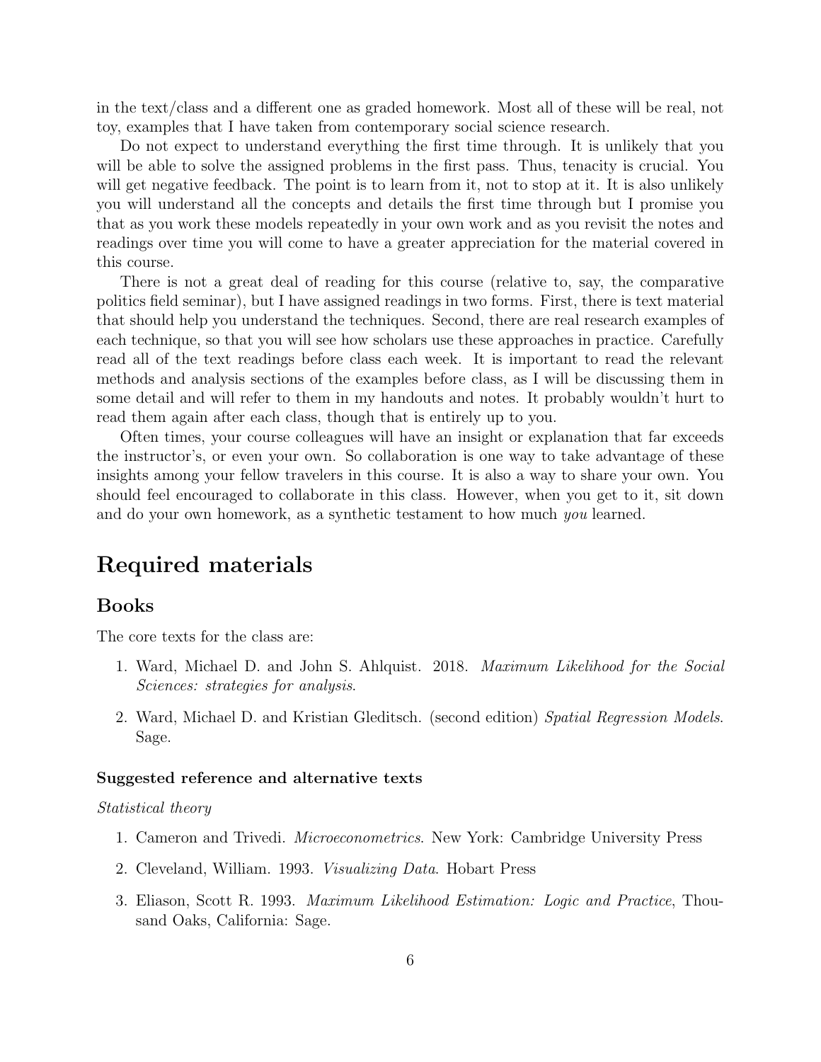in the text/class and a different one as graded homework. Most all of these will be real, not toy, examples that I have taken from contemporary social science research.

Do not expect to understand everything the first time through. It is unlikely that you will be able to solve the assigned problems in the first pass. Thus, tenacity is crucial. You will get negative feedback. The point is to learn from it, not to stop at it. It is also unlikely you will understand all the concepts and details the first time through but I promise you that as you work these models repeatedly in your own work and as you revisit the notes and readings over time you will come to have a greater appreciation for the material covered in this course.

There is not a great deal of reading for this course (relative to, say, the comparative politics field seminar), but I have assigned readings in two forms. First, there is text material that should help you understand the techniques. Second, there are real research examples of each technique, so that you will see how scholars use these approaches in practice. Carefully read all of the text readings before class each week. It is important to read the relevant methods and analysis sections of the examples before class, as I will be discussing them in some detail and will refer to them in my handouts and notes. It probably wouldn't hurt to read them again after each class, though that is entirely up to you.

Often times, your course colleagues will have an insight or explanation that far exceeds the instructor's, or even your own. So collaboration is one way to take advantage of these insights among your fellow travelers in this course. It is also a way to share your own. You should feel encouraged to collaborate in this class. However, when you get to it, sit down and do your own homework, as a synthetic testament to how much *you* learned.

# Required materials

## Books

The core texts for the class are:

1. Ward, Michael D. and John S. Ahlquist. 2018. *Maximum Likelihood for the Social Sciences: strategies for analysis*.
2. Ward, Michael D. and Kristian Gleditsch. (second edition) *Spatial Regression Models*. Sage.

### Suggested reference and alternative texts

*Statistical theory*

1. Cameron and Trivedi. *Microeconometrics*. New York: Cambridge University Press
2. Cleveland, William. 1993. *Visualizing Data*. Hobart Press
3. Eliason, Scott R. 1993. *Maximum Likelihood Estimation: Logic and Practice*, Thousand Oaks, California: Sage.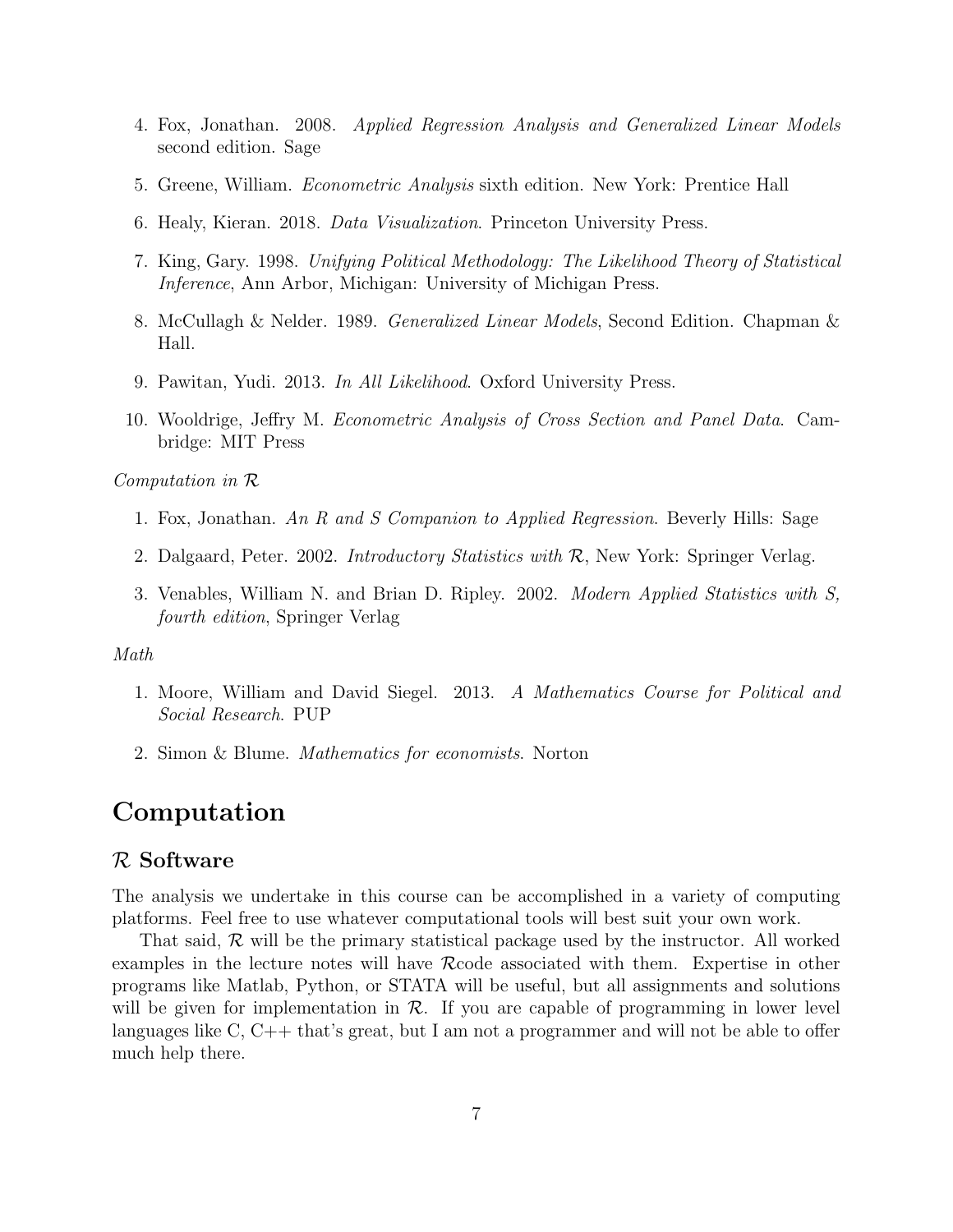4. Fox, Jonathan. 2008. *Applied Regression Analysis and Generalized Linear Models* second edition. Sage

5. Greene, William. *Econometric Analysis* sixth edition. New York: Prentice Hall

6. Healy, Kieran. 2018. *Data Visualization*. Princeton University Press.

7. King, Gary. 1998. *Unifying Political Methodology: The Likelihood Theory of Statistical Inference*, Ann Arbor, Michigan: University of Michigan Press.

8. McCullagh & Nelder. 1989. *Generalized Linear Models*, Second Edition. Chapman & Hall.

9. Pawitan, Yudi. 2013. *In All Likelihood*. Oxford University Press.

10. Wooldrige, Jeffry M. *Econometric Analysis of Cross Section and Panel Data*. Cambridge: MIT Press

*Computation in $\mathcal{R}$*

1. Fox, Jonathan. *An R and S Companion to Applied Regression*. Beverly Hills: Sage

2. Dalgaard, Peter. 2002. *Introductory Statistics with $\mathcal{R}$*, New York: Springer Verlag.

3. Venables, William N. and Brian D. Ripley. 2002. *Modern Applied Statistics with S, fourth edition*, Springer Verlag

*Math*

1. Moore, William and David Siegel. 2013. *A Mathematics Course for Political and Social Research*. PUP

2. Simon & Blume. *Mathematics for economists*. Norton

# Computation

## $\mathcal{R}$ Software

The analysis we undertake in this course can be accomplished in a variety of computing platforms. Feel free to use whatever computational tools will best suit your own work.

That said, $\mathcal{R}$ will be the primary statistical package used by the instructor. All worked examples in the lecture notes will have $\mathcal{R}$code associated with them. Expertise in other programs like Matlab, Python, or STATA will be useful, but all assignments and solutions will be given for implementation in $\mathcal{R}$. If you are capable of programming in lower level languages like C, C++ that's great, but I am not a programmer and will not be able to offer much help there.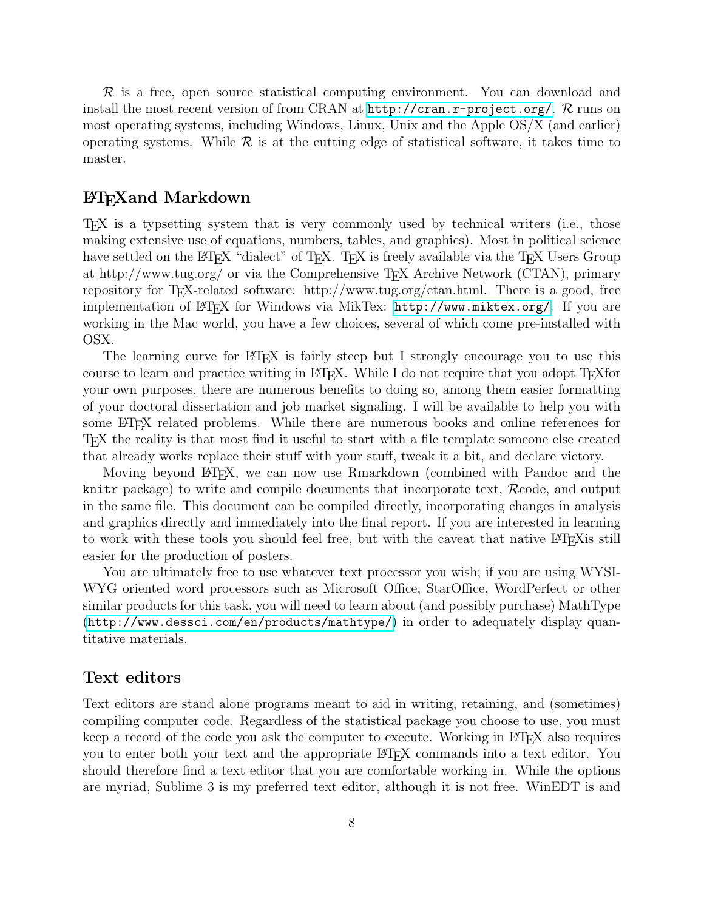$\mathcal{R}$ is a free, open source statistical computing environment. You can download and install the most recent version of from CRAN at `http://cran.r-project.org/`. $\mathcal{R}$ runs on most operating systems, including Windows, Linux, Unix and the Apple OS/X (and earlier) operating systems. While $\mathcal{R}$ is at the cutting edge of statistical software, it takes time to master.

## LaTeXand Markdown

TeX is a typsetting system that is very commonly used by technical writers (i.e., those making extensive use of equations, numbers, tables, and graphics). Most in political science have settled on the LaTeX "dialect" of TeX. TeX is freely available via the TeX Users Group at http://www.tug.org/ or via the Comprehensive TeX Archive Network (CTAN), primary repository for TeX-related software: http://www.tug.org/ctan.html. There is a good, free implementation of LaTeX for Windows via MikTex: `http://www.miktex.org/`. If you are working in the Mac world, you have a few choices, several of which come pre-installed with OSX.

The learning curve for LaTeX is fairly steep but I strongly encourage you to use this course to learn and practice writing in LaTeX. While I do not require that you adopt TeXfor your own purposes, there are numerous benefits to doing so, among them easier formatting of your doctoral dissertation and job market signaling. I will be available to help you with some LaTeX related problems. While there are numerous books and online references for TeX the reality is that most find it useful to start with a file template someone else created that already works replace their stuff with your stuff, tweak it a bit, and declare victory.

Moving beyond LaTeX, we can now use Rmarkdown (combined with Pandoc and the `knitr` package) to write and compile documents that incorporate text, $\mathcal{R}$code, and output in the same file. This document can be compiled directly, incorporating changes in analysis and graphics directly and immediately into the final report. If you are interested in learning to work with these tools you should feel free, but with the caveat that native LaTeXis still easier for the production of posters.

You are ultimately free to use whatever text processor you wish; if you are using WYSIWYG oriented word processors such as Microsoft Office, StarOffice, WordPerfect or other similar products for this task, you will need to learn about (and possibly purchase) MathType (`http://www.dessci.com/en/products/mathtype/`) in order to adequately display quantitative materials.

## Text editors

Text editors are stand alone programs meant to aid in writing, retaining, and (sometimes) compiling computer code. Regardless of the statistical package you choose to use, you must keep a record of the code you ask the computer to execute. Working in LaTeX also requires you to enter both your text and the appropriate LaTeX commands into a text editor. You should therefore find a text editor that you are comfortable working in. While the options are myriad, Sublime 3 is my preferred text editor, although it is not free. WinEDT is and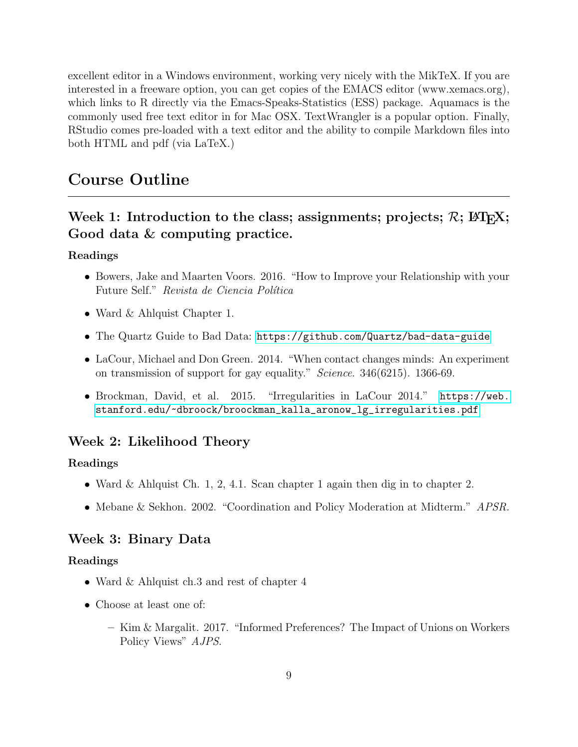excellent editor in a Windows environment, working very nicely with the MikTeX. If you are interested in a freeware option, you can get copies of the EMACS editor (www.xemacs.org), which links to R directly via the Emacs-Speaks-Statistics (ESS) package. Aquamacs is the commonly used free text editor in for Mac OSX. TextWrangler is a popular option. Finally, RStudio comes pre-loaded with a text editor and the ability to compile Markdown files into both HTML and pdf (via LaTeX.)

# Course Outline

## Week 1: Introduction to the class; assignments; projects; $\mathcal{R}$; LaTeX; Good data & computing practice.

**Readings**

- Bowers, Jake and Maarten Voors. 2016. "How to Improve your Relationship with your Future Self." *Revista de Ciencia Política*
- Ward & Ahlquist Chapter 1.
- The Quartz Guide to Bad Data: `https://github.com/Quartz/bad-data-guide`
- LaCour, Michael and Don Green. 2014. "When contact changes minds: An experiment on transmission of support for gay equality." *Science*. 346(6215). 1366-69.
- Brockman, David, et al. 2015. "Irregularities in LaCour 2014." `https://web.stanford.edu/~dbroock/broockman_kalla_aronow_lg_irregularities.pdf`

## Week 2: Likelihood Theory

**Readings**

- Ward & Ahlquist Ch. 1, 2, 4.1. Scan chapter 1 again then dig in to chapter 2.
- Mebane & Sekhon. 2002. "Coordination and Policy Moderation at Midterm." *APSR.*

## Week 3: Binary Data

**Readings**

- Ward & Ahlquist ch.3 and rest of chapter 4
- Choose at least one of:
  - Kim & Margalit. 2017. "Informed Preferences? The Impact of Unions on Workers Policy Views" *AJPS*.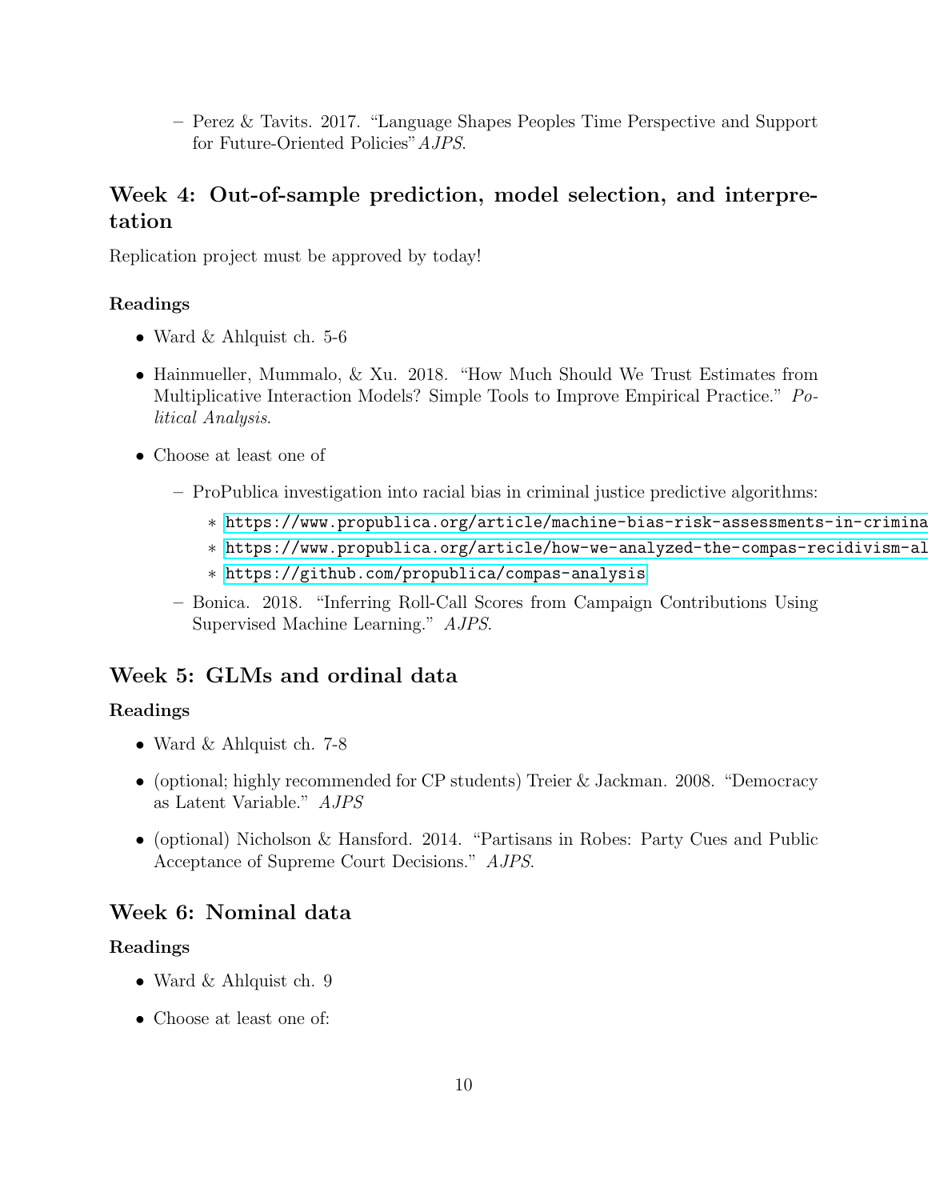- Perez & Tavits. 2017. "Language Shapes Peoples Time Perspective and Support for Future-Oriented Policies" *AJPS*.

### Week 4: Out-of-sample prediction, model selection, and interpretation

Replication project must be approved by today!

#### Readings

- Ward & Ahlquist ch. 5-6
- Hainmueller, Mummalo, & Xu. 2018. "How Much Should We Trust Estimates from Multiplicative Interaction Models? Simple Tools to Improve Empirical Practice." *Political Analysis*.
- Choose at least one of
  - ProPublica investigation into racial bias in criminal justice predictive algorithms:
    - https://www.propublica.org/article/machine-bias-risk-assessments-in-crimina
    - https://www.propublica.org/article/how-we-analyzed-the-compas-recidivism-al
    - https://github.com/propublica/compas-analysis
  - Bonica. 2018. "Inferring Roll-Call Scores from Campaign Contributions Using Supervised Machine Learning." *AJPS*.

### Week 5: GLMs and ordinal data

#### Readings

- Ward & Ahlquist ch. 7-8
- (optional; highly recommended for CP students) Treier & Jackman. 2008. "Democracy as Latent Variable." *AJPS*
- (optional) Nicholson & Hansford. 2014. "Partisans in Robes: Party Cues and Public Acceptance of Supreme Court Decisions." *AJPS*.

### Week 6: Nominal data

#### Readings

- Ward & Ahlquist ch. 9
- Choose at least one of: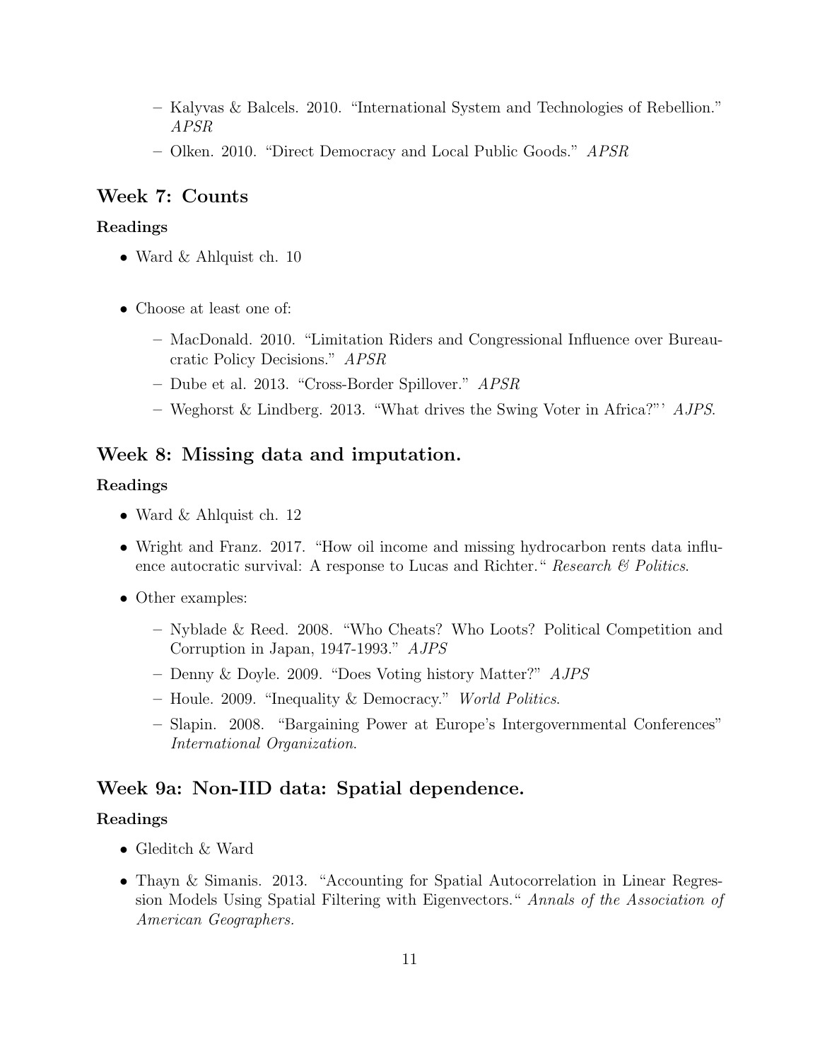- Kalyvas & Balcels. 2010. "International System and Technologies of Rebellion." *APSR*
  - Olken. 2010. "Direct Democracy and Local Public Goods." *APSR*

## Week 7: Counts

### Readings

- Ward & Ahlquist ch. 10

- Choose at least one of:
  - MacDonald. 2010. "Limitation Riders and Congressional Influence over Bureaucratic Policy Decisions." *APSR*
  - Dube et al. 2013. "Cross-Border Spillover." *APSR*
  - Weghorst & Lindberg. 2013. "What drives the Swing Voter in Africa?"' *AJPS*.

## Week 8: Missing data and imputation.

### Readings

- Ward & Ahlquist ch. 12
- Wright and Franz. 2017. "How oil income and missing hydrocarbon rents data influence autocratic survival: A response to Lucas and Richter." *Research & Politics*.
- Other examples:
  - Nyblade & Reed. 2008. "Who Cheats? Who Loots? Political Competition and Corruption in Japan, 1947-1993." *AJPS*
  - Denny & Doyle. 2009. "Does Voting history Matter?" *AJPS*
  - Houle. 2009. "Inequality & Democracy." *World Politics*.
  - Slapin. 2008. "Bargaining Power at Europe's Intergovernmental Conferences" *International Organization*.

## Week 9a: Non-IID data: Spatial dependence.

### Readings

- Gleditch & Ward
- Thayn & Simanis. 2013. "Accounting for Spatial Autocorrelation in Linear Regression Models Using Spatial Filtering with Eigenvectors." *Annals of the Association of American Geographers.*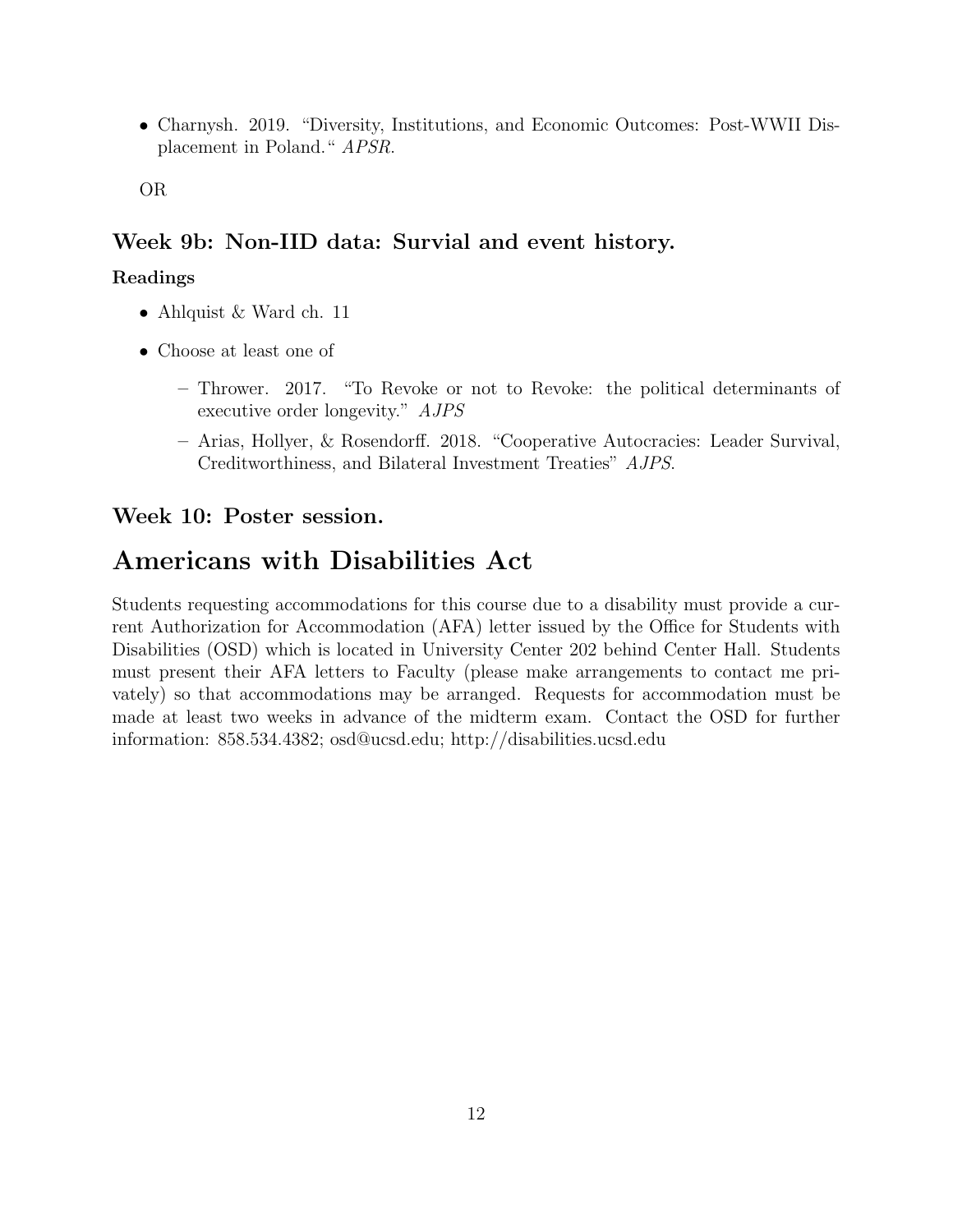- Charnysh. 2019. "Diversity, Institutions, and Economic Outcomes: Post-WWII Displacement in Poland." *APSR*.

OR

### Week 9b: Non-IID data: Survial and event history.

**Readings**

- Ahlquist & Ward ch. 11
- Choose at least one of
  - Thrower. 2017. "To Revoke or not to Revoke: the political determinants of executive order longevity." *AJPS*
  - Arias, Hollyer, & Rosendorff. 2018. "Cooperative Autocracies: Leader Survival, Creditworthiness, and Bilateral Investment Treaties" *AJPS*.

### Week 10: Poster session.

## Americans with Disabilities Act

Students requesting accommodations for this course due to a disability must provide a current Authorization for Accommodation (AFA) letter issued by the Office for Students with Disabilities (OSD) which is located in University Center 202 behind Center Hall. Students must present their AFA letters to Faculty (please make arrangements to contact me privately) so that accommodations may be arranged. Requests for accommodation must be made at least two weeks in advance of the midterm exam. Contact the OSD for further information: 858.534.4382; osd@ucsd.edu; http://disabilities.ucsd.edu